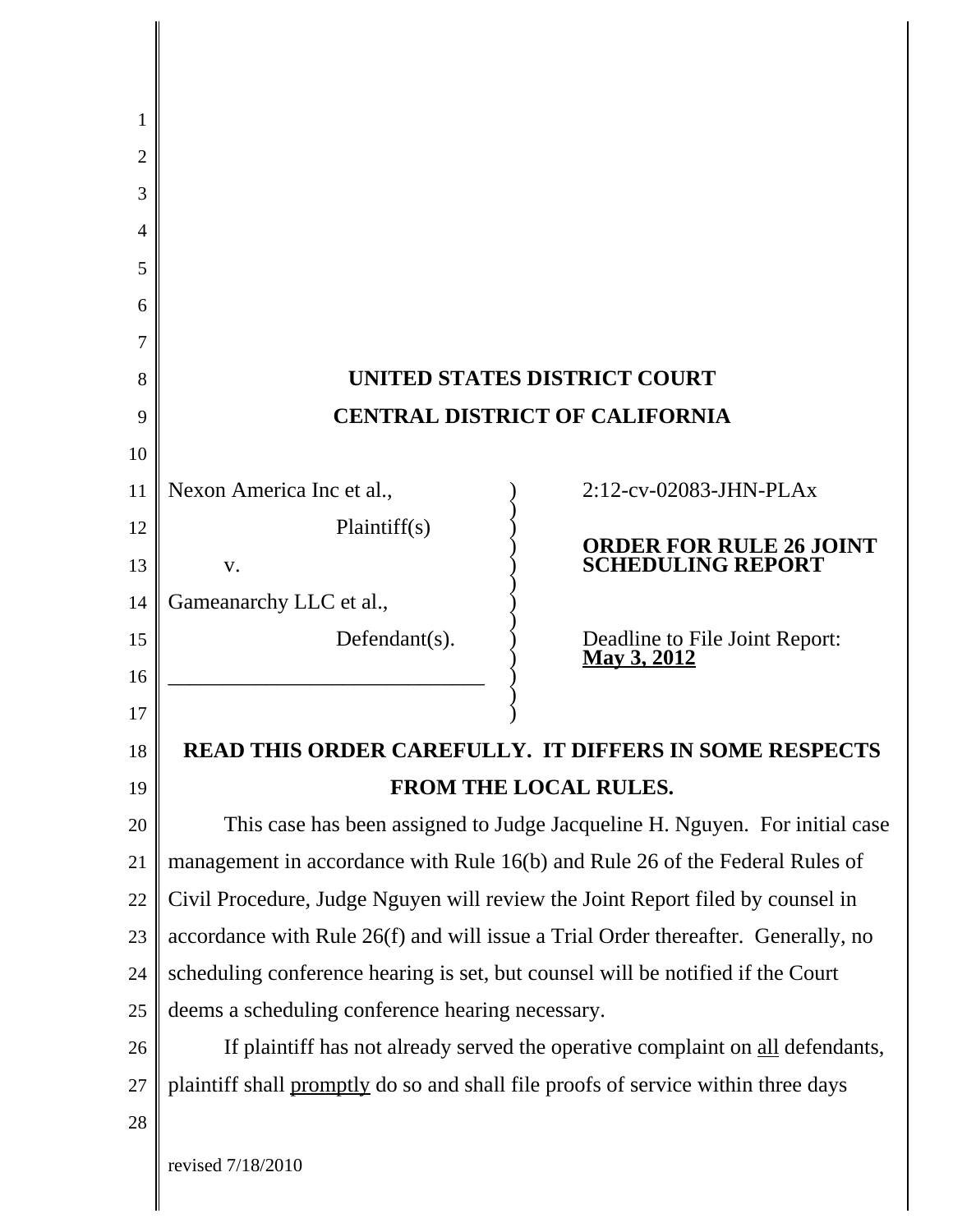# UNITED STATES DISTRICT COURT
# CENTRAL DISTRICT OF CALIFORNIA

| | |
|---|---|
| Nexon America Inc et al.,<br>Plaintiff(s)<br>v.<br>Gameanarchy LLC et al.,<br>Defendant(s). | 2:12-cv-02083-JHN-PLAx<br>**ORDER FOR RULE 26 JOINT SCHEDULING REPORT**<br>Deadline to File Joint Report: **May 3, 2012** |

**READ THIS ORDER CAREFULLY. IT DIFFERS IN SOME RESPECTS FROM THE LOCAL RULES.**

This case has been assigned to Judge Jacqueline H. Nguyen. For initial case management in accordance with Rule 16(b) and Rule 26 of the Federal Rules of Civil Procedure, Judge Nguyen will review the Joint Report filed by counsel in accordance with Rule 26(f) and will issue a Trial Order thereafter. Generally, no scheduling conference hearing is set, but counsel will be notified if the Court deems a scheduling conference hearing necessary.

If plaintiff has not already served the operative complaint on all defendants, plaintiff shall promptly do so and shall file proofs of service within three days

revised 7/18/2010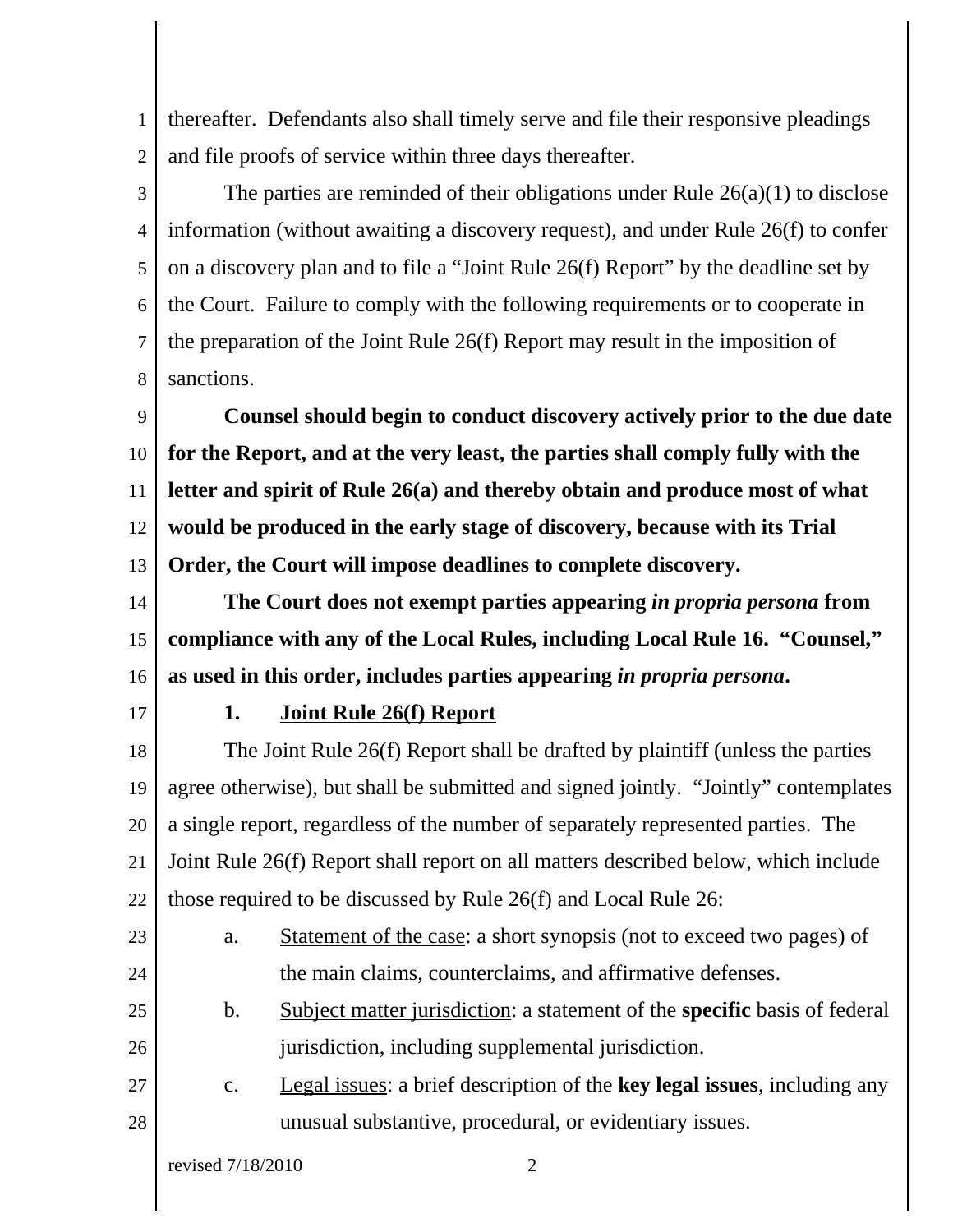thereafter. Defendants also shall timely serve and file their responsive pleadings and file proofs of service within three days thereafter.

The parties are reminded of their obligations under Rule 26(a)(1) to disclose information (without awaiting a discovery request), and under Rule 26(f) to confer on a discovery plan and to file a "Joint Rule 26(f) Report" by the deadline set by the Court. Failure to comply with the following requirements or to cooperate in the preparation of the Joint Rule 26(f) Report may result in the imposition of sanctions.

**Counsel should begin to conduct discovery actively prior to the due date for the Report, and at the very least, the parties shall comply fully with the letter and spirit of Rule 26(a) and thereby obtain and produce most of what would be produced in the early stage of discovery, because with its Trial Order, the Court will impose deadlines to complete discovery.**

**The Court does not exempt parties appearing *in propria persona* from compliance with any of the Local Rules, including Local Rule 16. "Counsel," as used in this order, includes parties appearing *in propria persona*.**

**1. Joint Rule 26(f) Report**

The Joint Rule 26(f) Report shall be drafted by plaintiff (unless the parties agree otherwise), but shall be submitted and signed jointly. "Jointly" contemplates a single report, regardless of the number of separately represented parties. The Joint Rule 26(f) Report shall report on all matters described below, which include those required to be discussed by Rule 26(f) and Local Rule 26:

a. Statement of the case: a short synopsis (not to exceed two pages) of the main claims, counterclaims, and affirmative defenses.

b. Subject matter jurisdiction: a statement of the **specific** basis of federal jurisdiction, including supplemental jurisdiction.

c. Legal issues: a brief description of the **key legal issues**, including any unusual substantive, procedural, or evidentiary issues.

revised 7/18/2010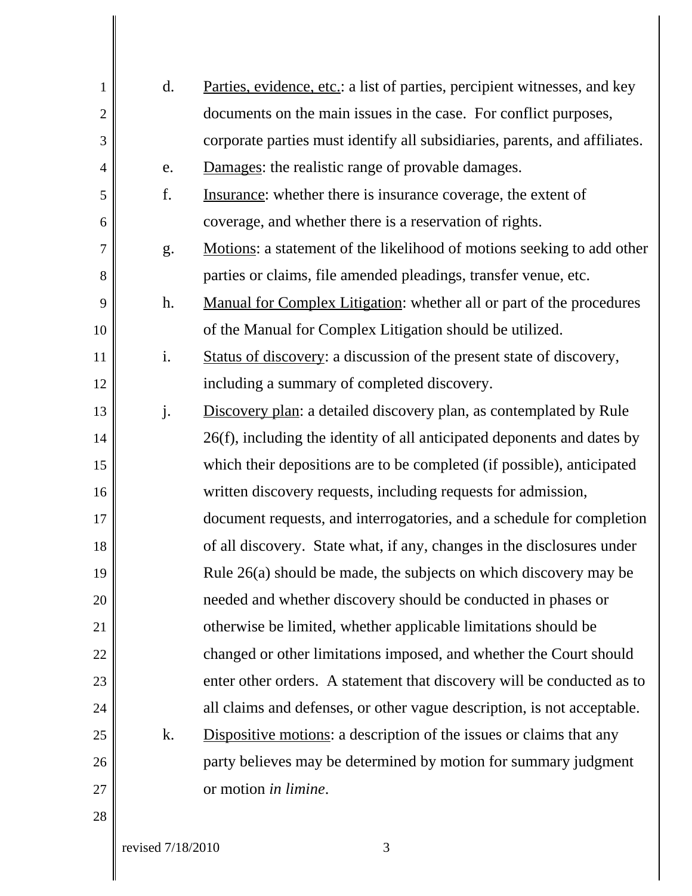d. Parties, evidence, etc.: a list of parties, percipient witnesses, and key documents on the main issues in the case. For conflict purposes, corporate parties must identify all subsidiaries, parents, and affiliates.

e. Damages: the realistic range of provable damages.

f. Insurance: whether there is insurance coverage, the extent of coverage, and whether there is a reservation of rights.

g. Motions: a statement of the likelihood of motions seeking to add other parties or claims, file amended pleadings, transfer venue, etc.

h. Manual for Complex Litigation: whether all or part of the procedures of the Manual for Complex Litigation should be utilized.

i. Status of discovery: a discussion of the present state of discovery, including a summary of completed discovery.

j. Discovery plan: a detailed discovery plan, as contemplated by Rule 26(f), including the identity of all anticipated deponents and dates by which their depositions are to be completed (if possible), anticipated written discovery requests, including requests for admission, document requests, and interrogatories, and a schedule for completion of all discovery. State what, if any, changes in the disclosures under Rule 26(a) should be made, the subjects on which discovery may be needed and whether discovery should be conducted in phases or otherwise be limited, whether applicable limitations should be changed or other limitations imposed, and whether the Court should enter other orders. A statement that discovery will be conducted as to all claims and defenses, or other vague description, is not acceptable.

k. Dispositive motions: a description of the issues or claims that any party believes may be determined by motion for summary judgment or motion *in limine*.

revised 7/18/2010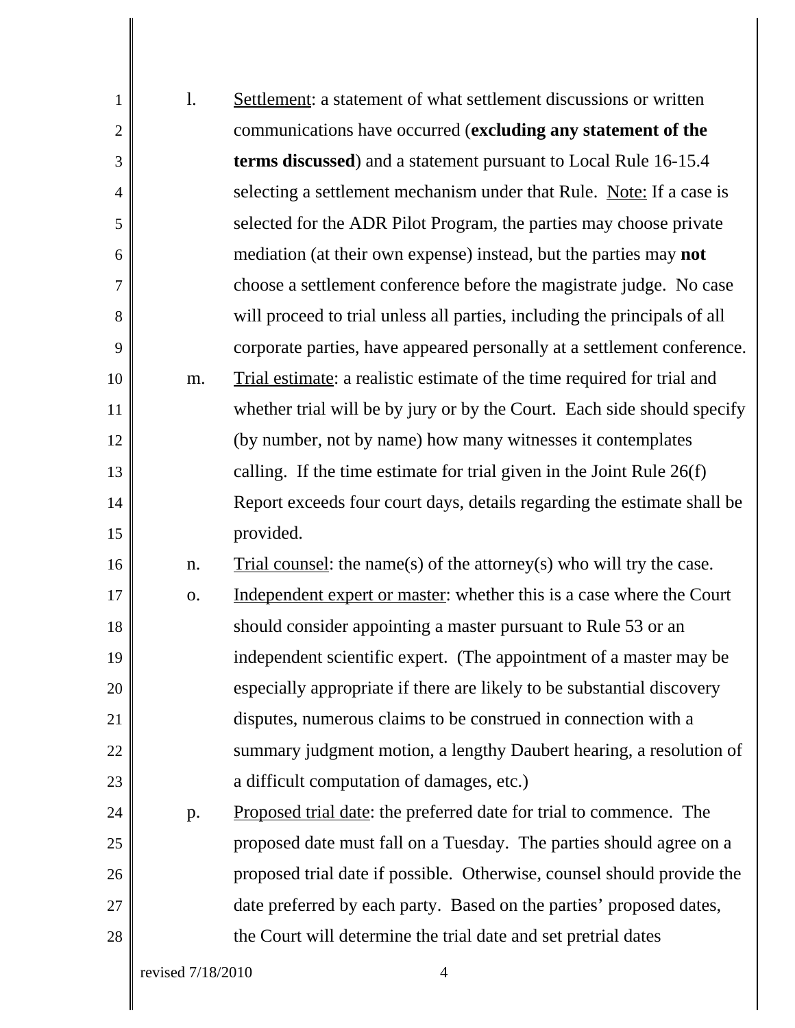l. Underline: Settlement: a statement of what settlement discussions or written communications have occurred (**excluding any statement of the terms discussed**) and a statement pursuant to Local Rule 16-15.4 selecting a settlement mechanism under that Rule. Note: If a case is selected for the ADR Pilot Program, the parties may choose private mediation (at their own expense) instead, but the parties may **not** choose a settlement conference before the magistrate judge. No case will proceed to trial unless all parties, including the principals of all corporate parties, have appeared personally at a settlement conference.

m. Trial estimate: a realistic estimate of the time required for trial and whether trial will be by jury or by the Court. Each side should specify (by number, not by name) how many witnesses it contemplates calling. If the time estimate for trial given in the Joint Rule 26(f) Report exceeds four court days, details regarding the estimate shall be provided.

n. Trial counsel: the name(s) of the attorney(s) who will try the case.

o. Independent expert or master: whether this is a case where the Court should consider appointing a master pursuant to Rule 53 or an independent scientific expert. (The appointment of a master may be especially appropriate if there are likely to be substantial discovery disputes, numerous claims to be construed in connection with a summary judgment motion, a lengthy Daubert hearing, a resolution of a difficult computation of damages, etc.)

p. Proposed trial date: the preferred date for trial to commence. The proposed date must fall on a Tuesday. The parties should agree on a proposed trial date if possible. Otherwise, counsel should provide the date preferred by each party. Based on the parties' proposed dates, the Court will determine the trial date and set pretrial dates

revised 7/18/2010

l. Settlement: a statement of what settlement discussions or written communications have occurred (**excluding any statement of the terms discussed**) and a statement pursuant to Local Rule 16-15.4 selecting a settlement mechanism under that Rule. Note: If a case is selected for the ADR Pilot Program, the parties may choose private mediation (at their own expense) instead, but the parties may **not** choose a settlement conference before the magistrate judge. No case will proceed to trial unless all parties, including the principals of all corporate parties, have appeared personally at a settlement conference.

m. Trial estimate: a realistic estimate of the time required for trial and whether trial will be by jury or by the Court. Each side should specify (by number, not by name) how many witnesses it contemplates calling. If the time estimate for trial given in the Joint Rule 26(f) Report exceeds four court days, details regarding the estimate shall be provided.

n. Trial counsel: the name(s) of the attorney(s) who will try the case.

o. Independent expert or master: whether this is a case where the Court should consider appointing a master pursuant to Rule 53 or an independent scientific expert. (The appointment of a master may be especially appropriate if there are likely to be substantial discovery disputes, numerous claims to be construed in connection with a summary judgment motion, a lengthy Daubert hearing, a resolution of a difficult computation of damages, etc.)

p. Proposed trial date: the preferred date for trial to commence. The proposed date must fall on a Tuesday. The parties should agree on a proposed trial date if possible. Otherwise, counsel should provide the date preferred by each party. Based on the parties' proposed dates, the Court will determine the trial date and set pretrial dates

revised 7/18/2010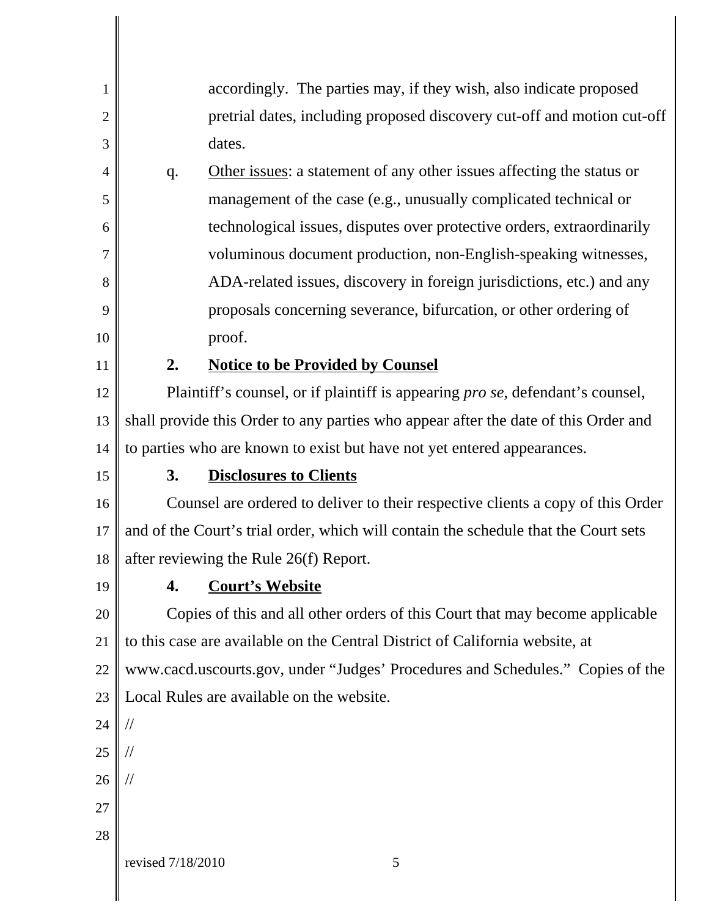accordingly. The parties may, if they wish, also indicate proposed pretrial dates, including proposed discovery cut-off and motion cut-off dates.

q. Other issues: a statement of any other issues affecting the status or management of the case (e.g., unusually complicated technical or technological issues, disputes over protective orders, extraordinarily voluminous document production, non-English-speaking witnesses, ADA-related issues, discovery in foreign jurisdictions, etc.) and any proposals concerning severance, bifurcation, or other ordering of proof.

**2. Notice to be Provided by Counsel**

Plaintiff's counsel, or if plaintiff is appearing *pro se*, defendant's counsel, shall provide this Order to any parties who appear after the date of this Order and to parties who are known to exist but have not yet entered appearances.

**3. Disclosures to Clients**

Counsel are ordered to deliver to their respective clients a copy of this Order and of the Court's trial order, which will contain the schedule that the Court sets after reviewing the Rule 26(f) Report.

**4. Court's Website**

Copies of this and all other orders of this Court that may become applicable to this case are available on the Central District of California website, at www.cacd.uscourts.gov, under "Judges' Procedures and Schedules." Copies of the Local Rules are available on the website.

//

//

//

revised 7/18/2010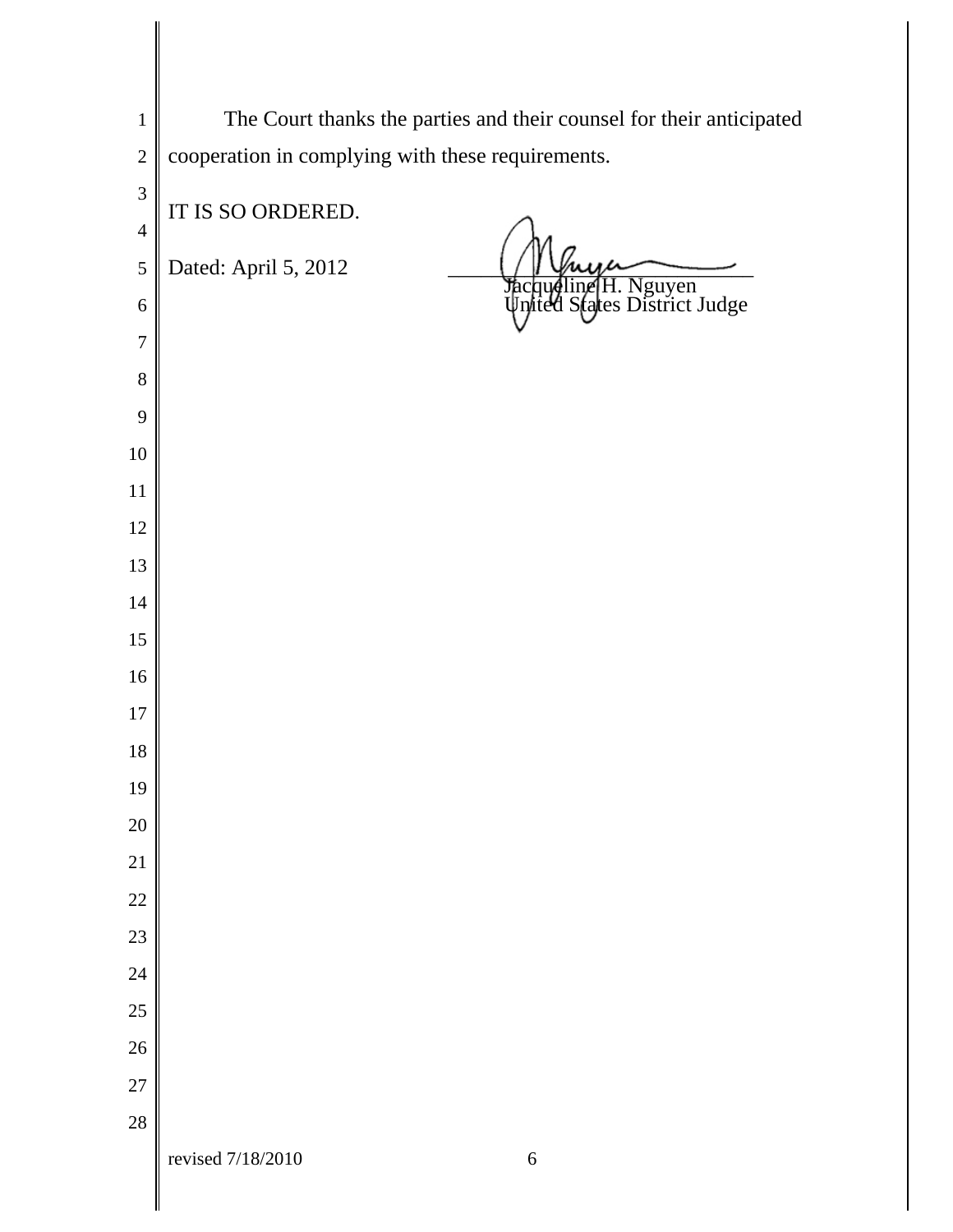The Court thanks the parties and their counsel for their anticipated cooperation in complying with these requirements.

IT IS SO ORDERED.

Dated: April 5, 2012

Jacqueline H. Nguyen
United States District Judge

revised 7/18/2010